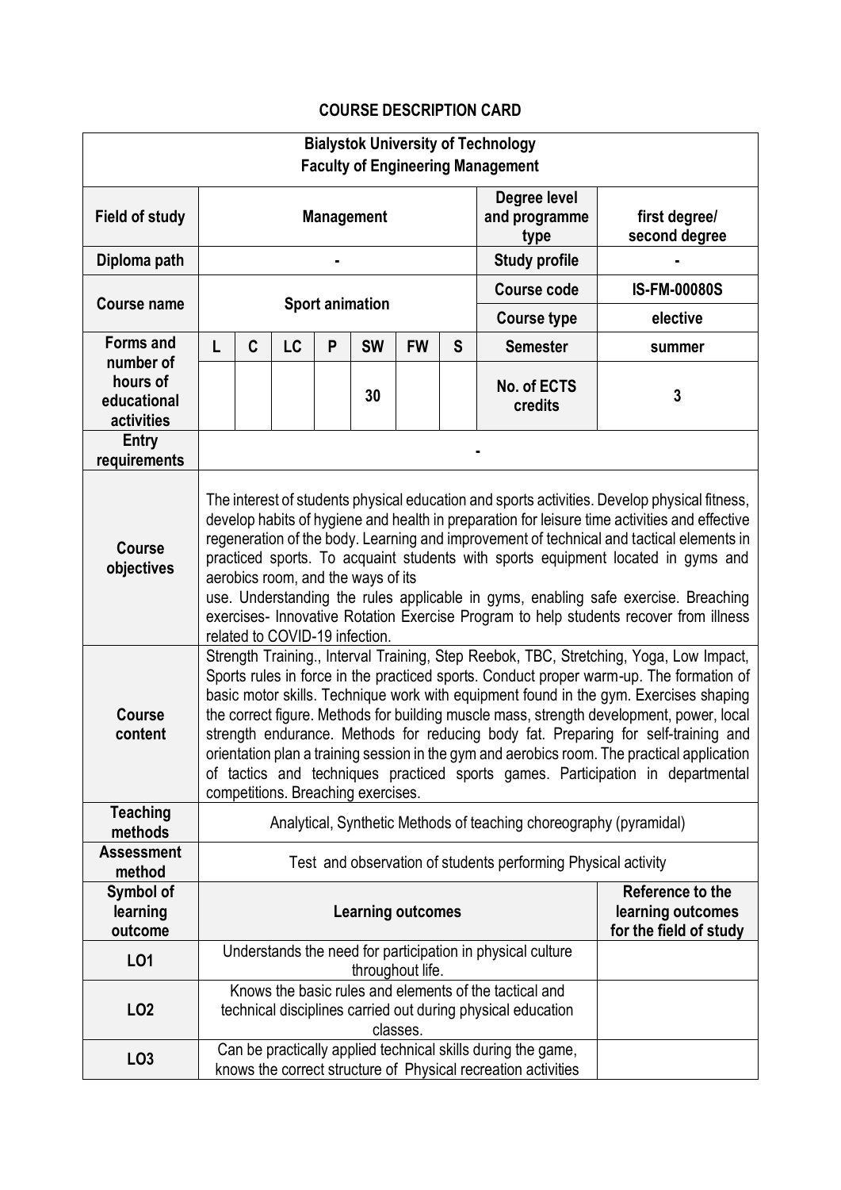# COURSE DESCRIPTION CARD

| Bialystok University of Technology<br>Faculty of Engineering Management | | | | | | | | | |
|---|---|---|---|---|---|---|---|---|---|
| **Field of study** | **Management** | | | | | | | **Degree level and programme type** | **first degree/ second degree** |
| **Diploma path** | - | | | | | | | **Study profile** | - |
| **Course name** | **Sport animation** | | | | | | | **Course code** | **IS-FM-00080S** |
| | | | | | | | | **Course type** | **elective** |
| **Forms and number of hours of educational activities** | **L** | **C** | **LC** | **P** | **SW** | **FW** | **S** | **Semester** | **summer** |
| | | | | | 30 | | | **No. of ECTS credits** | **3** |
| **Entry requirements** | - | | | | | | | | |
| **Course objectives** | The interest of students physical education and sports activities. Develop physical fitness, develop habits of hygiene and health in preparation for leisure time activities and effective regeneration of the body. Learning and improvement of technical and tactical elements in practiced sports. To acquaint students with sports equipment located in gyms and aerobics room, and the ways of its use. Understanding the rules applicable in gyms, enabling safe exercise. Breaching exercises- Innovative Rotation Exercise Program to help students recover from illness related to COVID-19 infection. | | | | | | | | |
| **Course content** | Strength Training., Interval Training, Step Reebok, TBC, Stretching, Yoga, Low Impact, Sports rules in force in the practiced sports. Conduct proper warm-up. The formation of basic motor skills. Technique work with equipment found in the gym. Exercises shaping the correct figure. Methods for building muscle mass, strength development, power, local strength endurance. Methods for reducing body fat. Preparing for self-training and orientation plan a training session in the gym and aerobics room. The practical application of tactics and techniques practiced sports games. Participation in departmental competitions. Breaching exercises. | | | | | | | | |
| **Teaching methods** | Analytical, Synthetic Methods of teaching choreography (pyramidal) | | | | | | | | |
| **Assessment method** | Test and observation of students performing Physical activity | | | | | | | | |
| **Symbol of learning outcome** | **Learning outcomes** | | | | | | | | **Reference to the learning outcomes for the field of study** |
| **LO1** | Understands the need for participation in physical culture throughout life. | | | | | | | | |
| **LO2** | Knows the basic rules and elements of the tactical and technical disciplines carried out during physical education classes. | | | | | | | | |
| **LO3** | Can be practically applied technical skills during the game, knows the correct structure of Physical recreation activities | | | | | | | | |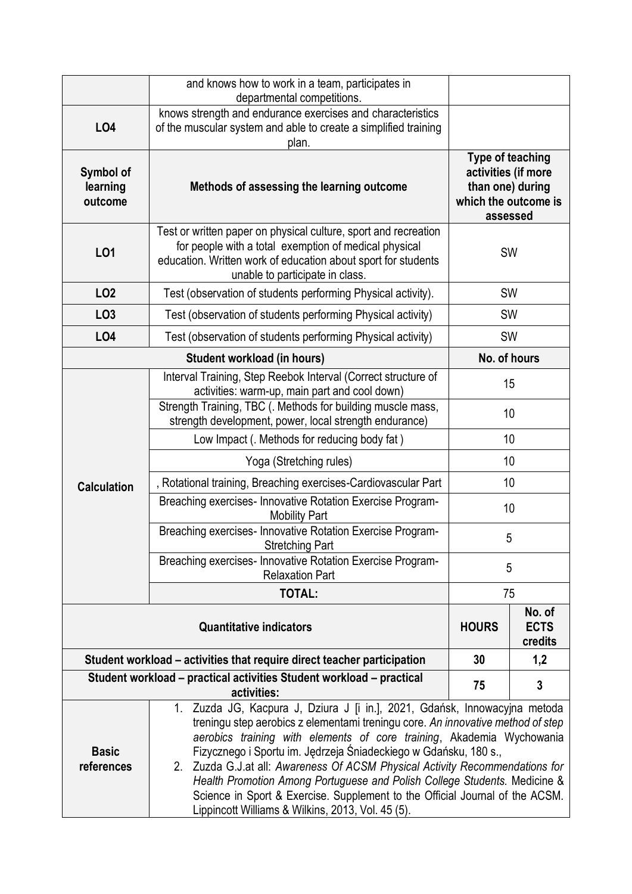|  | and knows how to work in a team, participates in departmental competitions. |  |  |
| --- | --- | --- | --- |
| **LO4** | knows strength and endurance exercises and characteristics of the muscular system and able to create a simplified training plan. |  |  |
| **Symbol of learning outcome** | **Methods of assessing the learning outcome** | **Type of teaching activities (if more than one) during which the outcome is assessed** |  |
| **LO1** | Test or written paper on physical culture, sport and recreation for people with a total exemption of medical physical education. Written work of education about sport for students unable to participate in class. | SW |  |
| **LO2** | Test (observation of students performing Physical activity). | SW |  |
| **LO3** | Test (observation of students performing Physical activity) | SW |  |
| **LO4** | Test (observation of students performing Physical activity) | SW |  |
| **Student workload (in hours)** |  | **No. of hours** |  |
| **Calculation** | Interval Training, Step Reebok Interval (Correct structure of activities: warm-up, main part and cool down) | 15 |  |
|  | Strength Training, TBC (. Methods for building muscle mass, strength development, power, local strength endurance) | 10 |  |
|  | Low Impact (. Methods for reducing body fat ) | 10 |  |
|  | Yoga (Stretching rules) | 10 |  |
|  | , Rotational training, Breaching exercises-Cardiovascular Part | 10 |  |
|  | Breaching exercises- Innovative Rotation Exercise Program-Mobility Part | 10 |  |
|  | Breaching exercises- Innovative Rotation Exercise Program-Stretching Part | 5 |  |
|  | Breaching exercises- Innovative Rotation Exercise Program-Relaxation Part | 5 |  |
|  | **TOTAL:** | 75 |  |
| **Quantitative indicators** |  | **HOURS** | **No. of ECTS credits** |
| **Student workload – activities that require direct teacher participation** |  | **30** | **1,2** |
| **Student workload – practical activities Student workload – practical activities:** |  | **75** | **3** |
| **Basic references** | 1. Zuzda JG, Kacpura J, Dziura J [i in.], 2021, Gdańsk, Innowacyjna metoda treningu step aerobics z elementami treningu core. *An innovative method of step aerobics training with elements of core training*, Akademia Wychowania Fizycznego i Sportu im. Jędrzeja Śniadeckiego w Gdańsku, 180 s.,<br>2. Zuzda G.J.at all: *Awareness Of ACSM Physical Activity Recommendations for Health Promotion Among Portuguese and Polish College Students.* Medicine & Science in Sport & Exercise. Supplement to the Official Journal of the ACSM. Lippincott Williams & Wilkins, 2013, Vol. 45 (5). |  |  |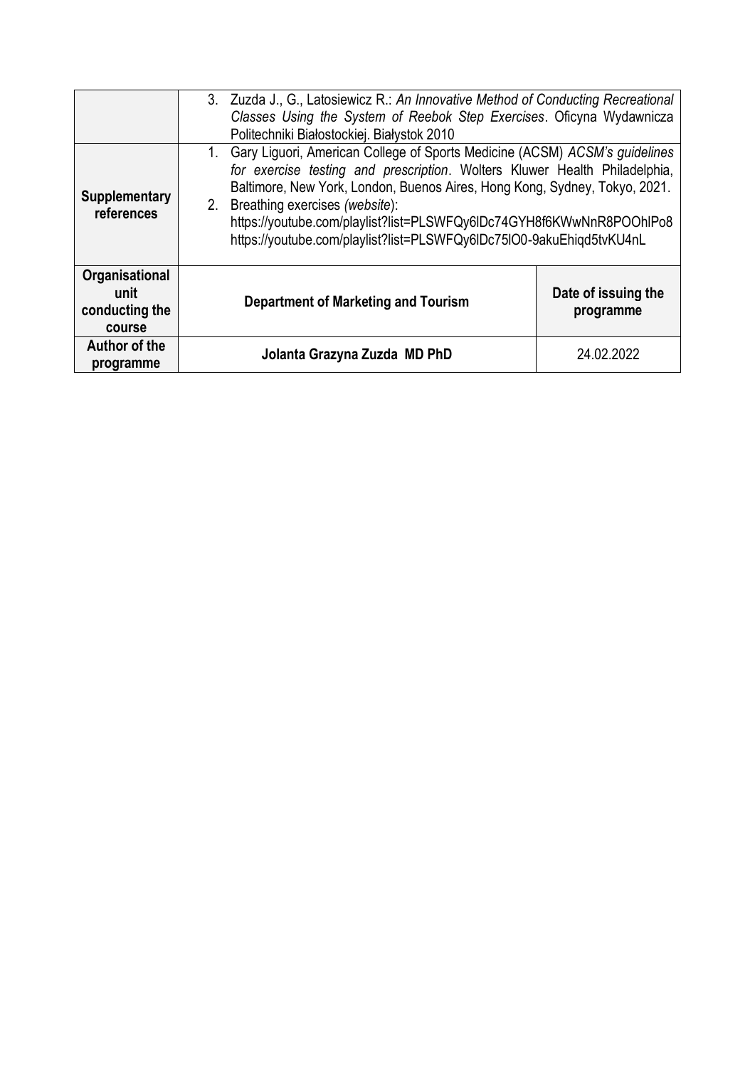| | | |
|---|---|---|
| | 3. Zuzda J., G., Latosiewicz R.: *An Innovative Method of Conducting Recreational Classes Using the System of Reebok Step Exercises*. Oficyna Wydawnicza Politechniki Białostockiej. Białystok 2010 | |
| **Supplementary references** | 1. Gary Liguori, American College of Sports Medicine (ACSM) *ACSM's guidelines for exercise testing and prescription*. Wolters Kluwer Health Philadelphia, Baltimore, New York, London, Buenos Aires, Hong Kong, Sydney, Tokyo, 2021.<br>2. Breathing exercises *(website)*:<br>https://youtube.com/playlist?list=PLSWFQy6lDc74GYH8f6KWwNnR8POOhlPo8<br>https://youtube.com/playlist?list=PLSWFQy6lDc75lO0-9akuEhiqd5tvKU4nL | |
| **Organisational unit conducting the course** | **Department of Marketing and Tourism** | **Date of issuing the programme** |
| **Author of the programme** | **Jolanta Grazyna Zuzda MD PhD** | 24.02.2022 |